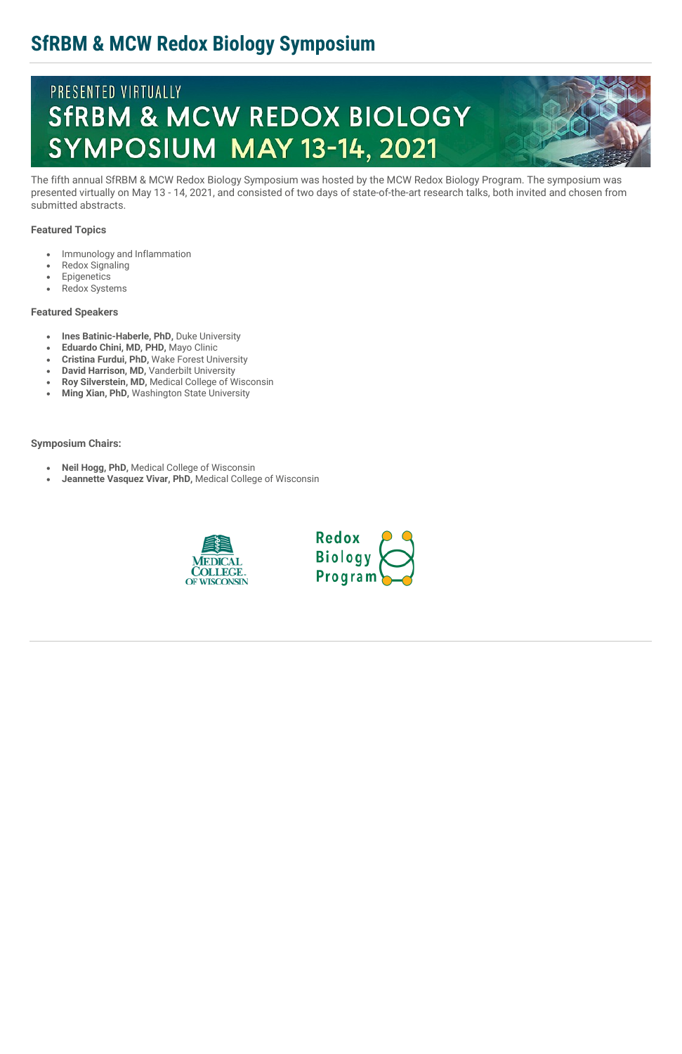# SfRBM & MCW Redox Biology Symposium

The fifth annual SfRBM & MCW Redox Biology Symposium was hosted by the MCW Redox Biology Program. The symposium was presented virtually on May 13 - 14, 2021, and consisted of two days of state-of-the-art research talks, both invited and chosen from submitted abstracts.

### Featured Topics

- Immunology and Inflammation
- Redox Signaling
- Epigenetics
- Redox Systems

### Featured Speakers

- **Ines Batinic-Haberle, PhD,** Duke University
- **Eduardo Chini, MD, PHD,** Mayo Clinic
- **Cristina Furdui, PhD,** Wake Forest University
- **David Harrison, MD,** Vanderbilt University
- **Roy Silverstein, MD,** Medical College of Wisconsin
- **Ming Xian, PhD,** Washington State University

### Symposium Chairs:

- **Neil Hogg, PhD,** Medical College of Wisconsin
- **Jeannette Vasquez Vivar, PhD,** Medical College of Wisconsin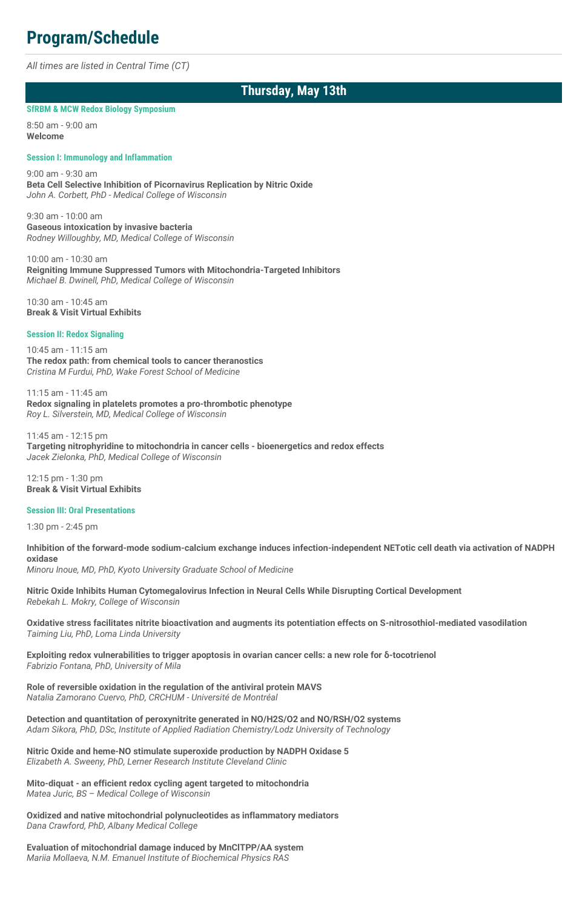# Program/Schedule

*All times are listed in Central Time (CT)*

## Thursday, May 13th

### SfRBM & MCW Redox Biology Symposium

8:50 am - 9:00 am
**Welcome**

### Session I: Immunology and Inflammation

9:00 am - 9:30 am
**Beta Cell Selective Inhibition of Picornavirus Replication by Nitric Oxide**
*John A. Corbett, PhD - Medical College of Wisconsin*

9:30 am - 10:00 am
**Gaseous intoxication by invasive bacteria**
*Rodney Willoughby, MD, Medical College of Wisconsin*

10:00 am - 10:30 am
**Reigniting Immune Suppressed Tumors with Mitochondria-Targeted Inhibitors**
*Michael B. Dwinell, PhD, Medical College of Wisconsin*

10:30 am - 10:45 am
**Break & Visit Virtual Exhibits**

### Session II: Redox Signaling

10:45 am - 11:15 am
**The redox path: from chemical tools to cancer theranostics**
*Cristina M Furdui, PhD, Wake Forest School of Medicine*

11:15 am - 11:45 am
**Redox signaling in platelets promotes a pro-thrombotic phenotype**
*Roy L. Silverstein, MD, Medical College of Wisconsin*

11:45 am - 12:15 pm
**Targeting nitrophyridine to mitochondria in cancer cells - bioenergetics and redox effects**
*Jacek Zielonka, PhD, Medical College of Wisconsin*

12:15 pm - 1:30 pm
**Break & Visit Virtual Exhibits**

### Session III: Oral Presentations

1:30 pm - 2:45 pm

**Inhibition of the forward-mode sodium-calcium exchange induces infection-independent NETotic cell death via activation of NADPH oxidase**
*Minoru Inoue, MD, PhD, Kyoto University Graduate School of Medicine*

**Nitric Oxide Inhibits Human Cytomegalovirus Infection in Neural Cells While Disrupting Cortical Development**
*Rebekah L. Mokry, College of Wisconsin*

**Oxidative stress facilitates nitrite bioactivation and augments its potentiation effects on S-nitrosothiol-mediated vasodilation**
*Taiming Liu, PhD, Loma Linda University*

**Exploiting redox vulnerabilities to trigger apoptosis in ovarian cancer cells: a new role for δ-tocotrienol**
*Fabrizio Fontana, PhD, University of Mila*

**Role of reversible oxidation in the regulation of the antiviral protein MAVS**
*Natalia Zamorano Cuervo, PhD, CRCHUM - Université de Montréal*

**Detection and quantitation of peroxynitrite generated in NO/H2S/O2 and NO/RSH/O2 systems**
*Adam Sikora, PhD, DSc, Institute of Applied Radiation Chemistry/Lodz University of Technology*

**Nitric Oxide and heme-NO stimulate superoxide production by NADPH Oxidase 5**
*Elizabeth A. Sweeny, PhD, Lerner Research Institute Cleveland Clinic*

**Mito-diquat - an efficient redox cycling agent targeted to mitochondria**
*Matea Juric, BS – Medical College of Wisconsin*

**Oxidized and native mitochondrial polynucleotides as inflammatory mediators**
*Dana Crawford, PhD, Albany Medical College*

**Evaluation of mitochondrial damage induced by MnClTPP/AA system**
*Mariia Mollaeva, N.M. Emanuel Institute of Biochemical Physics RAS*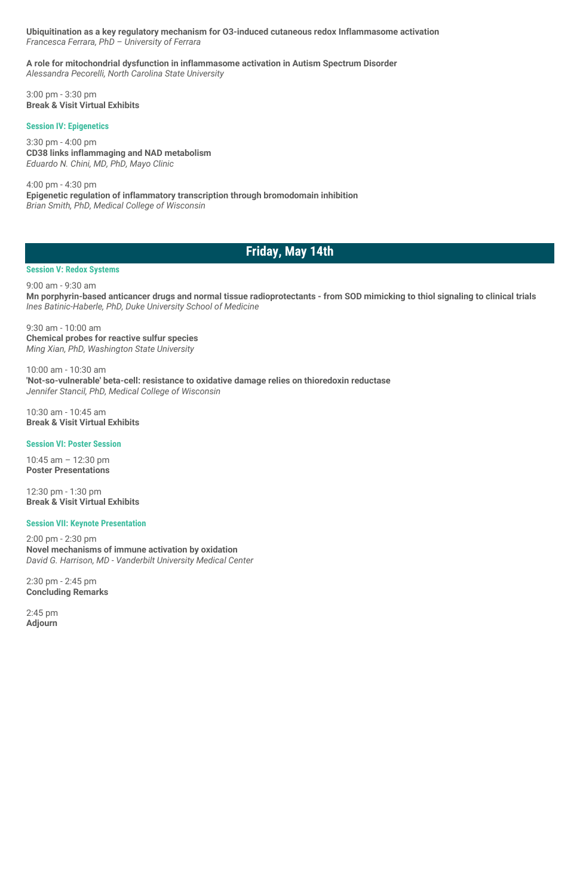**Ubiquitination as a key regulatory mechanism for O3-induced cutaneous redox Inflammasome activation**
*Francesca Ferrara, PhD – University of Ferrara*

**A role for mitochondrial dysfunction in inflammasome activation in Autism Spectrum Disorder**
*Alessandra Pecorelli, North Carolina State University*

3:00 pm - 3:30 pm
**Break & Visit Virtual Exhibits**

### Session IV: Epigenetics

3:30 pm - 4:00 pm
**CD38 links inflammaging and NAD metabolism**
*Eduardo N. Chini, MD, PhD, Mayo Clinic*

4:00 pm - 4:30 pm
**Epigenetic regulation of inflammatory transcription through bromodomain inhibition**
*Brian Smith, PhD, Medical College of Wisconsin*

## Friday, May 14th

### Session V: Redox Systems

9:00 am - 9:30 am
**Mn porphyrin-based anticancer drugs and normal tissue radioprotectants - from SOD mimicking to thiol signaling to clinical trials**
*Ines Batinic-Haberle, PhD, Duke University School of Medicine*

9:30 am - 10:00 am
**Chemical probes for reactive sulfur species**
*Ming Xian, PhD, Washington State University*

10:00 am - 10:30 am
**'Not-so-vulnerable' beta-cell: resistance to oxidative damage relies on thioredoxin reductase**
*Jennifer Stancil, PhD, Medical College of Wisconsin*

10:30 am - 10:45 am
**Break & Visit Virtual Exhibits**

### Session VI: Poster Session

10:45 am – 12:30 pm
**Poster Presentations**

12:30 pm - 1:30 pm
**Break & Visit Virtual Exhibits**

### Session VII: Keynote Presentation

2:00 pm - 2:30 pm
**Novel mechanisms of immune activation by oxidation**
*David G. Harrison, MD - Vanderbilt University Medical Center*

2:30 pm - 2:45 pm
**Concluding Remarks**

2:45 pm
**Adjourn**